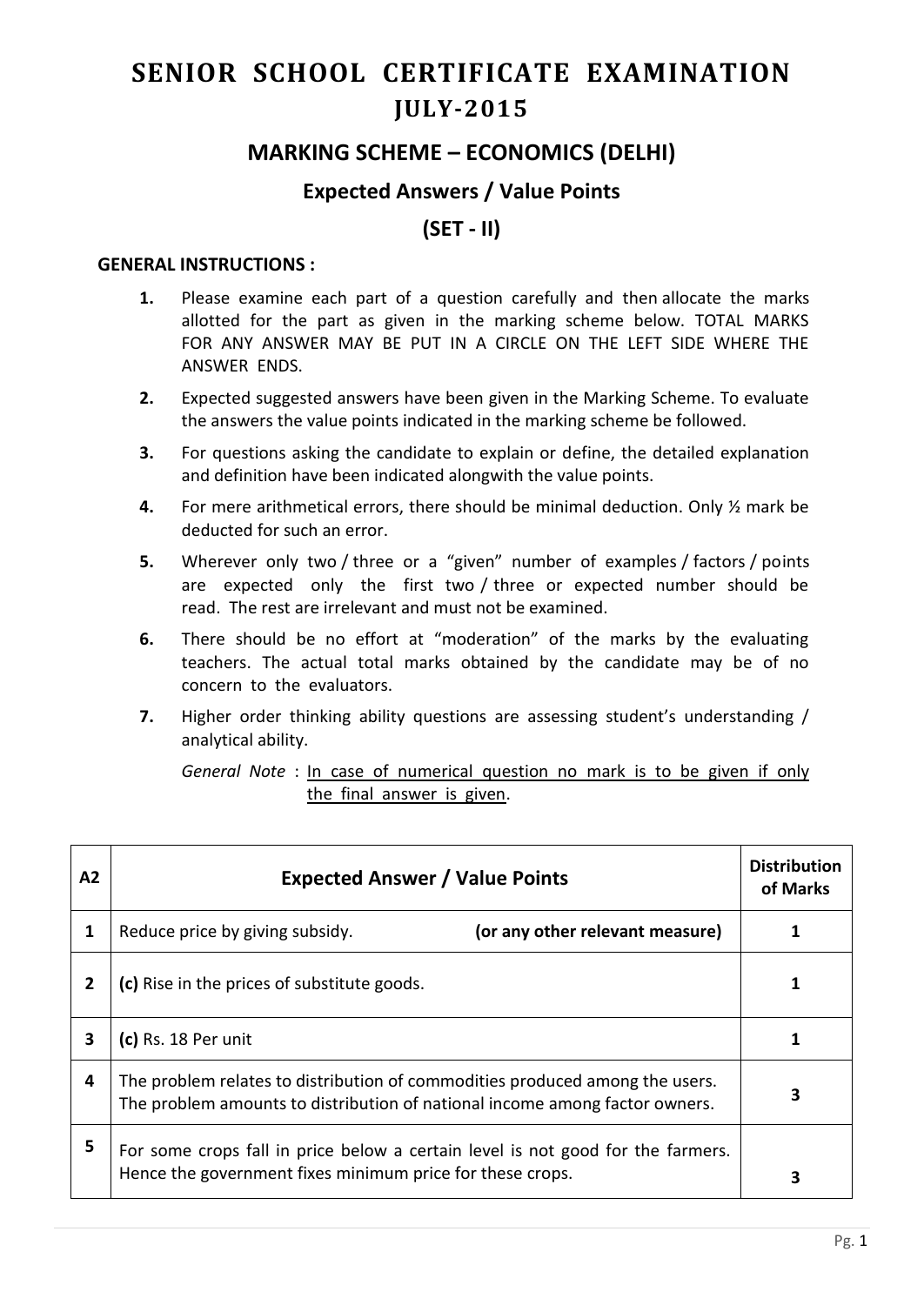# SENIOR SCHOOL CERTIFICATE EXAMINATION
## JULY-2015

## MARKING SCHEME – ECONOMICS (DELHI)

### Expected Answers / Value Points

### (SET - II)

**GENERAL INSTRUCTIONS :**

1. Please examine each part of a question carefully and then allocate the marks allotted for the part as given in the marking scheme below. TOTAL MARKS FOR ANY ANSWER MAY BE PUT IN A CIRCLE ON THE LEFT SIDE WHERE THE ANSWER ENDS.
2. Expected suggested answers have been given in the Marking Scheme. To evaluate the answers the value points indicated in the marking scheme be followed.
3. For questions asking the candidate to explain or define, the detailed explanation and definition have been indicated alongwith the value points.
4. For mere arithmetical errors, there should be minimal deduction. Only ½ mark be deducted for such an error.
5. Wherever only two / three or a "given" number of examples / factors / points are expected only the first two / three or expected number should be read. The rest are irrelevant and must not be examined.
6. There should be no effort at "moderation" of the marks by the evaluating teachers. The actual total marks obtained by the candidate may be of no concern to the evaluators.
7. Higher order thinking ability questions are assessing student's understanding / analytical ability.

   *General Note* : <u>In case of numerical question no mark is to be given if only the final answer is given</u>.

| A2 | Expected Answer / Value Points | Distribution of Marks |
|---|---|---|
| 1 | Reduce price by giving subsidy. **(or any other relevant measure)** | 1 |
| 2 | **(c)** Rise in the prices of substitute goods. | 1 |
| 3 | **(c)** Rs. 18 Per unit | 1 |
| 4 | The problem relates to distribution of commodities produced among the users. The problem amounts to distribution of national income among factor owners. | 3 |
| 5 | For some crops fall in price below a certain level is not good for the farmers. Hence the government fixes minimum price for these crops. | 3 |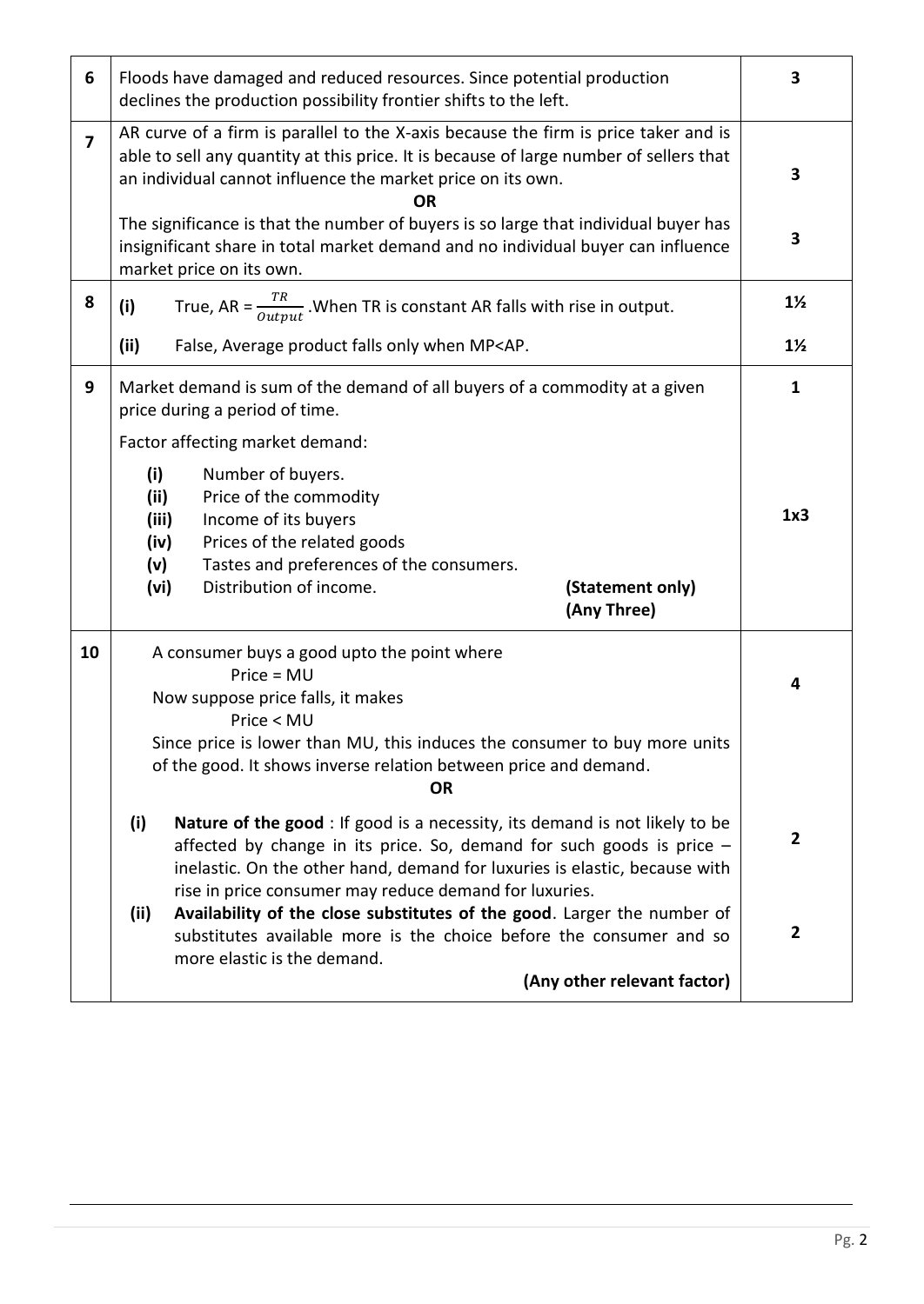| | | |
|---|---|---|
| 6 | Floods have damaged and reduced resources. Since potential production declines the production possibility frontier shifts to the left. | 3 |
| 7 | AR curve of a firm is parallel to the X-axis because the firm is price taker and is able to sell any quantity at this price. It is because of large number of sellers that an individual cannot influence the market price on its own.<br>**OR**<br>The significance is that the number of buyers is so large that individual buyer has insignificant share in total market demand and no individual buyer can influence market price on its own. | 3<br><br>3 |
| 8 | **(i)** True, AR = $\frac{TR}{Output}$ .When TR is constant AR falls with rise in output.<br>**(ii)** False, Average product falls only when MP<AP. | 1½<br><br>1½ |
| 9 | Market demand is sum of the demand of all buyers of a commodity at a given price during a period of time.<br>Factor affecting market demand:<br>**(i)** Number of buyers.<br>**(ii)** Price of the commodity<br>**(iii)** Income of its buyers<br>**(iv)** Prices of the related goods<br>**(v)** Tastes and preferences of the consumers.<br>**(vi)** Distribution of income. **(Statement only)** **(Any Three)** | 1<br><br>1x3 |
| 10 | A consumer buys a good upto the point where<br>Price = MU<br>Now suppose price falls, it makes<br>Price < MU<br>Since price is lower than MU, this induces the consumer to buy more units of the good. It shows inverse relation between price and demand.<br>**OR**<br>**(i)** **Nature of the good** : If good is a necessity, its demand is not likely to be affected by change in its price. So, demand for such goods is price – inelastic. On the other hand, demand for luxuries is elastic, because with rise in price consumer may reduce demand for luxuries.<br>**(ii)** **Availability of the close substitutes of the good**. Larger the number of substitutes available more is the choice before the consumer and so more elastic is the demand.<br>**(Any other relevant factor)** | 4<br><br>2<br><br>2 |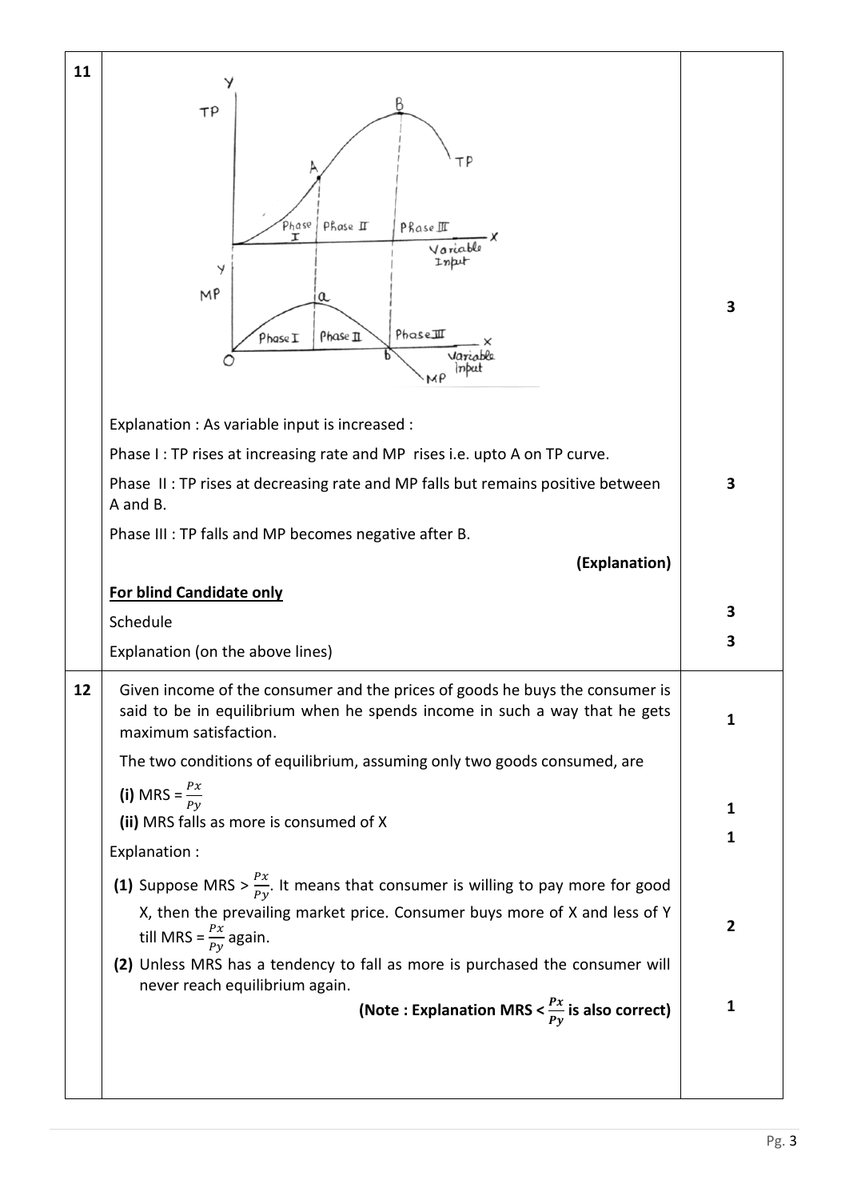| | | |
|---|---|---|
| **11** | Explanation : As variable input is increased :<br><br>Phase I : TP rises at increasing rate and MP rises i.e. upto A on TP curve.<br><br>Phase II : TP rises at decreasing rate and MP falls but remains positive between A and B.<br><br>Phase III : TP falls and MP becomes negative after B.<br><br>**(Explanation)**<br><br>**For blind Candidate only**<br><br>Schedule<br><br>Explanation (on the above lines) | 3<br><br>3<br><br>3<br><br>3 |
| **12** | Given income of the consumer and the prices of goods he buys the consumer is said to be in equilibrium when he spends income in such a way that he gets maximum satisfaction.<br><br>The two conditions of equilibrium, assuming only two goods consumed, are<br><br>**(i)** MRS = $\frac{Px}{Py}$<br><br>**(ii)** MRS falls as more is consumed of X<br><br>Explanation :<br><br>**(1)** Suppose MRS > $\frac{Px}{Py}$. It means that consumer is willing to pay more for good X, then the prevailing market price. Consumer buys more of X and less of Y till MRS = $\frac{Px}{Py}$ again.<br><br>**(2)** Unless MRS has a tendency to fall as more is purchased the consumer will never reach equilibrium again.<br><br>**(Note : Explanation MRS < $\frac{Px}{Py}$ is also correct)** | 1<br><br>1<br><br>1<br><br>2<br><br>1 |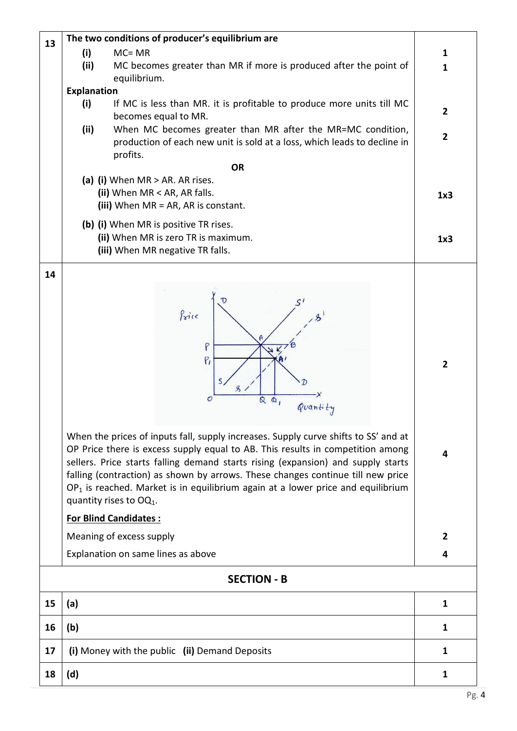| | | |
|---|---|---|
| 13 | **The two conditions of producer's equilibrium are**<br>**(i)** MC= MR<br>**(ii)** MC becomes greater than MR if more is produced after the point of equilibrium.<br>**Explanation**<br>**(i)** If MC is less than MR. it is profitable to produce more units till MC becomes equal to MR.<br>**(ii)** When MC becomes greater than MR after the MR=MC condition, production of each new unit is sold at a loss, which leads to decline in profits.<br>**OR**<br>**(a) (i)** When MR > AR. AR rises.<br>**(ii)** When MR < AR, AR falls.<br>**(iii)** When MR = AR, AR is constant.<br>**(b) (i)** When MR is positive TR rises.<br>**(ii)** When MR is zero TR is maximum.<br>**(iii)** When MR negative TR falls. | 1<br>1<br><br>2<br><br>2<br><br><br>1x3<br><br><br>1x3 |
| 14 | [Diagram: Price vs Quantity with curves D, S, S′ showing equilibrium points A, A′, B, prices P, $P_1$ and quantities Q, $Q_1$]<br><br>When the prices of inputs fall, supply increases. Supply curve shifts to SS' and at OP Price there is excess supply equal to AB. This results in competition among sellers. Price starts falling demand starts rising (expansion) and supply starts falling (contraction) as shown by arrows. These changes continue till new price $OP_1$ is reached. Market is in equilibrium again at a lower price and equilibrium quantity rises to $OQ_1$.<br><br>**For Blind Candidates :**<br>Meaning of excess supply<br>Explanation on same lines as above | 2<br><br><br>4<br><br><br>2<br>4 |
| | **SECTION - B** | |
| 15 | **(a)** | 1 |
| 16 | **(b)** | 1 |
| 17 | **(i)** Money with the public **(ii)** Demand Deposits | 1 |
| 18 | **(d)** | 1 |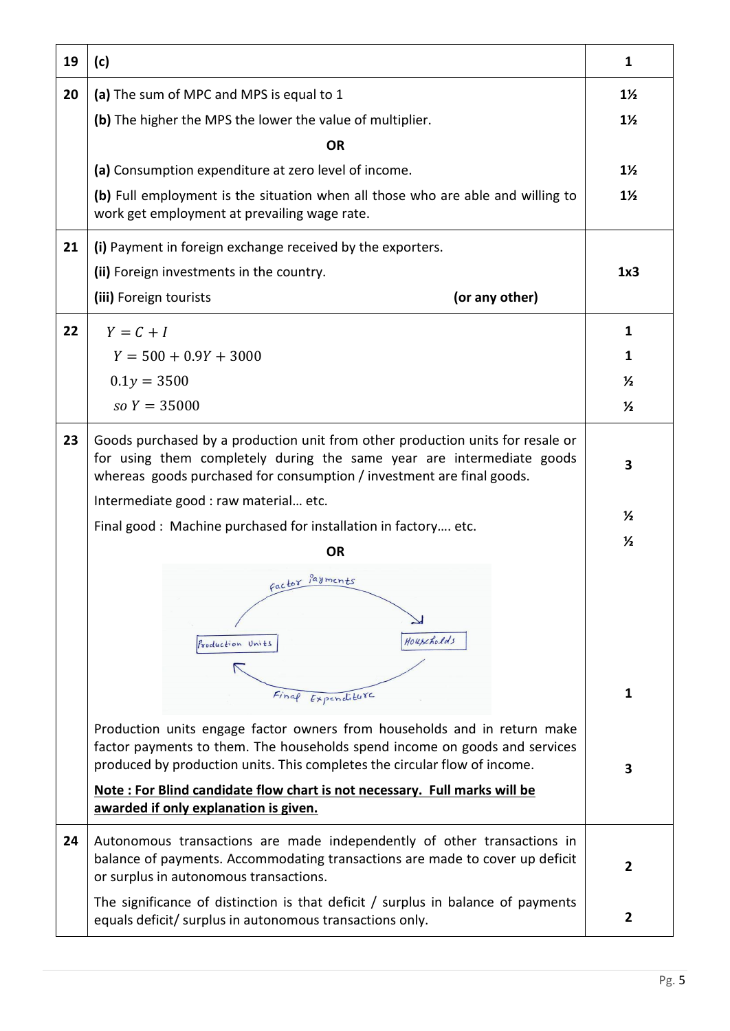| | | |
|---|---|---|
| 19 | **(c)** | **1** |
| 20 | **(a)** The sum of MPC and MPS is equal to 1<br>**(b)** The higher the MPS the lower the value of multiplier.<br>**OR**<br>**(a)** Consumption expenditure at zero level of income.<br>**(b)** Full employment is the situation when all those who are able and willing to work get employment at prevailing wage rate. | **1½**<br>**1½**<br><br>**1½**<br>**1½** |
| 21 | **(i)** Payment in foreign exchange received by the exporters.<br>**(ii)** Foreign investments in the country.<br>**(iii)** Foreign tourists **(or any other)** | **1x3** |
| 22 | $Y = C + I$<br>$Y = 500 + 0.9Y + 3000$<br>$0.1y = 3500$<br>$so\ Y = 35000$ | **1**<br>**1**<br>**½**<br>**½** |
| 23 | Goods purchased by a production unit from other production units for resale or for using them completely during the same year are intermediate goods whereas goods purchased for consumption / investment are final goods.<br>Intermediate good : raw material… etc.<br>Final good : Machine purchased for installation in factory…. etc.<br>**OR**<br>Production units —Factor Payments→ Households; Households —Final Expenditure→ Production units<br>Production units engage factor owners from households and in return make factor payments to them. The households spend income on goods and services produced by production units. This completes the circular flow of income.<br>**<u>Note : For Blind candidate flow chart is not necessary. Full marks will be awarded if only explanation is given.</u>** | **3**<br><br>**½**<br>**½**<br><br>**1**<br><br>**3** |
| 24 | Autonomous transactions are made independently of other transactions in balance of payments. Accommodating transactions are made to cover up deficit or surplus in autonomous transactions.<br>The significance of distinction is that deficit / surplus in balance of payments equals deficit/ surplus in autonomous transactions only. | **2**<br><br>**2** |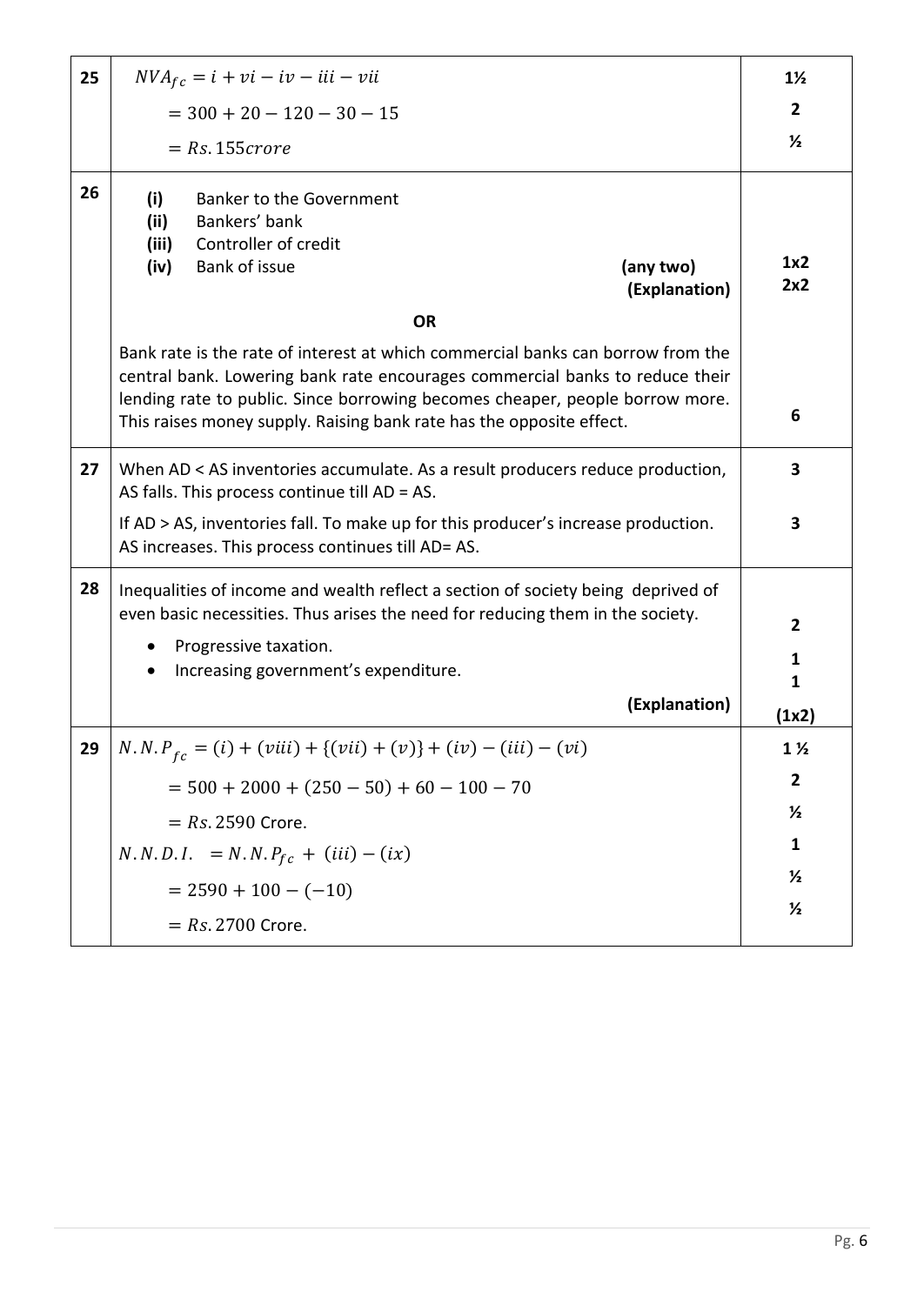| | | |
|---|---|---|
| 25 | $NVA_{fc} = i + vi - iv - iii - vii$<br>$= 300 + 20 - 120 - 30 - 15$<br>$= Rs. 155 crore$ | 1½<br>2<br>½ |
| 26 | **(i)** Banker to the Government<br>**(ii)** Bankers' bank<br>**(iii)** Controller of credit<br>**(iv)** Bank of issue **(any two)**<br>**(Explanation)**<br>**OR**<br>Bank rate is the rate of interest at which commercial banks can borrow from the central bank. Lowering bank rate encourages commercial banks to reduce their lending rate to public. Since borrowing becomes cheaper, people borrow more. This raises money supply. Raising bank rate has the opposite effect. | 1x2<br>2x2<br><br>6 |
| 27 | When AD < AS inventories accumulate. As a result producers reduce production, AS falls. This process continue till AD = AS.<br>If AD > AS, inventories fall. To make up for this producer's increase production. AS increases. This process continues till AD= AS. | 3<br><br>3 |
| 28 | Inequalities of income and wealth reflect a section of society being deprived of even basic necessities. Thus arises the need for reducing them in the society.<br>• Progressive taxation.<br>• Increasing government's expenditure.<br>**(Explanation)** | 2<br>1<br>1<br>(1x2) |
| 29 | $N.N.P_{fc} = (i) + (viii) + \{(vii) + (v)\} + (iv) - (iii) - (vi)$<br>$= 500 + 2000 + (250 - 50) + 60 - 100 - 70$<br>$= Rs. 2590$ Crore.<br>$N.N.D.I. = N.N.P_{fc} + (iii) - (ix)$<br>$= 2590 + 100 - (-10)$<br>$= Rs. 2700$ Crore. | 1 ½<br>2<br>½<br>1<br>½<br>½ |